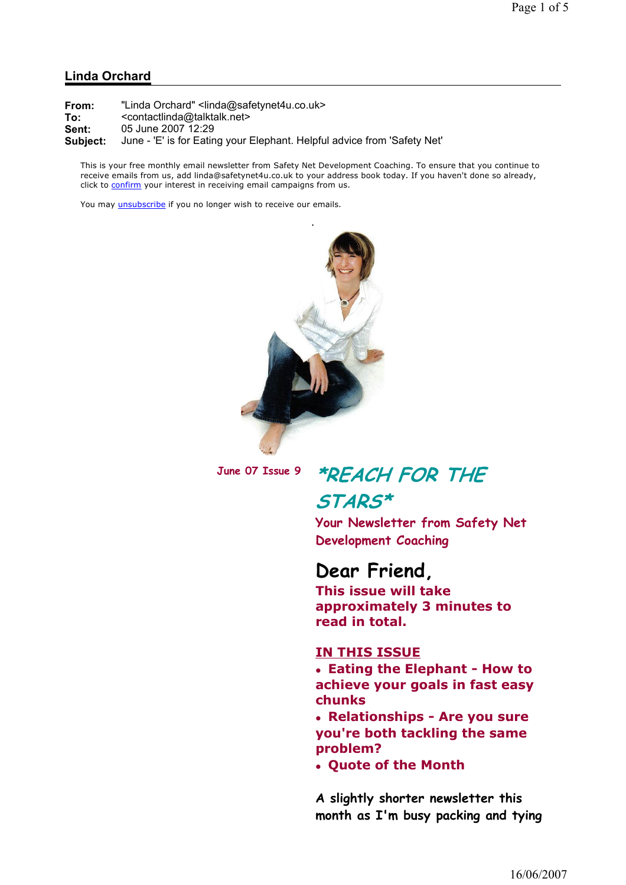## Linda Orchard

**From:** "Linda Orchard" <linda@safetynet4u.co.uk>
**To:** <contactlinda@talktalk.net>
**Sent:** 05 June 2007 12:29
**Subject:** June - 'E' is for Eating your Elephant. Helpful advice from 'Safety Net'

This is your free monthly email newsletter from Safety Net Development Coaching. To ensure that you continue to receive emails from us, add linda@safetynet4u.co.uk to your address book today. If you haven't done so already, click to confirm your interest in receiving email campaigns from us.

You may unsubscribe if you no longer wish to receive our emails.

June 07 Issue 9

# *REACH FOR THE STARS*

Your Newsletter from Safety Net Development Coaching

## Dear Friend,

**This issue will take approximately 3 minutes to read in total.**

**IN THIS ISSUE**

- **Eating the Elephant - How to achieve your goals in fast easy chunks**
- **Relationships - Are you sure you're both tackling the same problem?**
- **Quote of the Month**

A slightly shorter newsletter this month as I'm busy packing and tying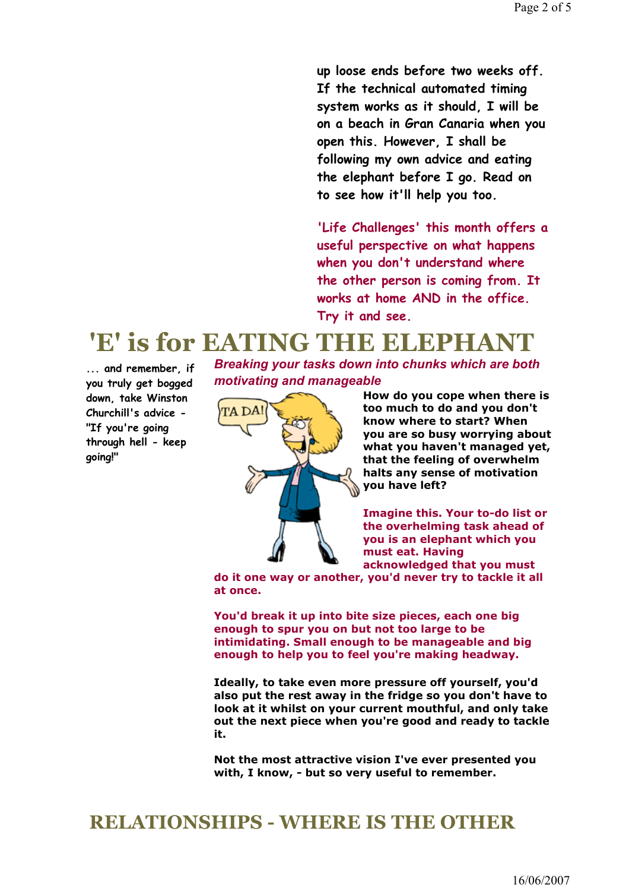up loose ends before two weeks off. If the technical automated timing system works as it should, I will be on a beach in Gran Canaria when you open this. However, I shall be following my own advice and eating the elephant before I go. Read on to see how it'll help you too.

'Life Challenges' this month offers a useful perspective on what happens when you don't understand where the other person is coming from. It works at home AND in the office. Try it and see.

# 'E' is for EATING THE ELEPHANT

... and remember, if you truly get bogged down, take Winston Churchill's advice - "If you're going through hell - keep going!"

***Breaking your tasks down into chunks which are both motivating and manageable***

**How do you cope when there is too much to do and you don't know where to start? When you are so busy worrying about what you haven't managed yet, that the feeling of overwhelm halts any sense of motivation you have left?**

**Imagine this. Your to-do list or the overhelming task ahead of you is an elephant which you must eat. Having acknowledged that you must do it one way or another, you'd never try to tackle it all at once.**

**You'd break it up into bite size pieces, each one big enough to spur you on but not too large to be intimidating. Small enough to be manageable and big enough to help you to feel you're making headway.**

**Ideally, to take even more pressure off yourself, you'd also put the rest away in the fridge so you don't have to look at it whilst on your current mouthful, and only take out the next piece when you're good and ready to tackle it.**

**Not the most attractive vision I've ever presented you with, I know, - but so very useful to remember.**

# RELATIONSHIPS - WHERE IS THE OTHER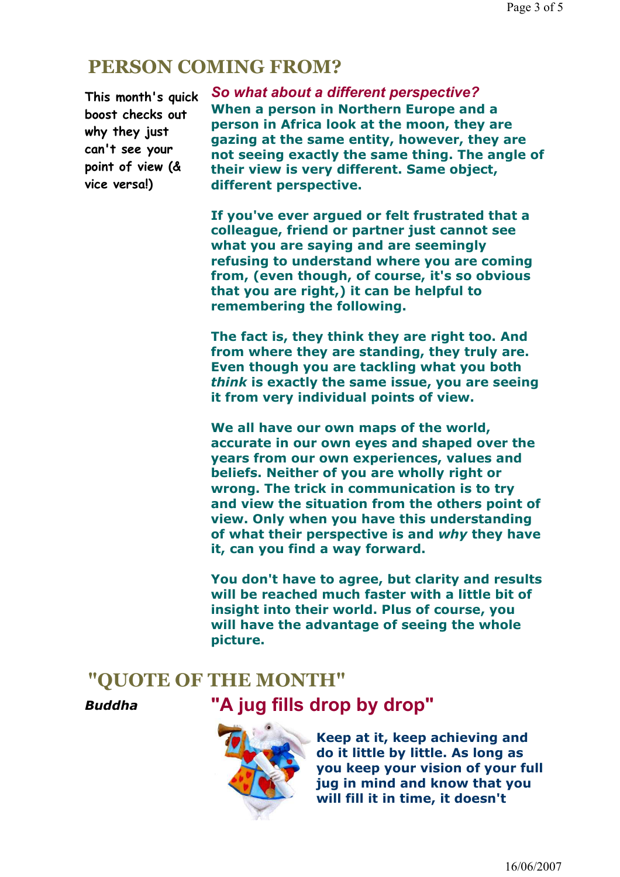## PERSON COMING FROM?

This month's quick boost checks out why they just can't see your point of view (& vice versa!)

***So what about a different perspective?***

**When a person in Northern Europe and a person in Africa look at the moon, they are gazing at the same entity, however, they are not seeing exactly the same thing. The angle of their view is very different. Same object, different perspective.**

**If you've ever argued or felt frustrated that a colleague, friend or partner just cannot see what you are saying and are seemingly refusing to understand where you are coming from, (even though, of course, it's so obvious that you are right,) it can be helpful to remembering the following.**

**The fact is, they think they are right too. And from where they are standing, they truly are. Even though you are tackling what you both *think* is exactly the same issue, you are seeing it from very individual points of view.**

**We all have our own maps of the world, accurate in our own eyes and shaped over the years from our own experiences, values and beliefs. Neither of you are wholly right or wrong. The trick in communication is to try and view the situation from the others point of view. Only when you have this understanding of what their perspective is and *why* they have it, can you find a way forward.**

**You don't have to agree, but clarity and results will be reached much faster with a little bit of insight into their world. Plus of course, you will have the advantage of seeing the whole picture.**

## "QUOTE OF THE MONTH"

***Buddha***

### "A jug fills drop by drop"

**Keep at it, keep achieving and do it little by little. As long as you keep your vision of your full jug in mind and know that you will fill it in time, it doesn't**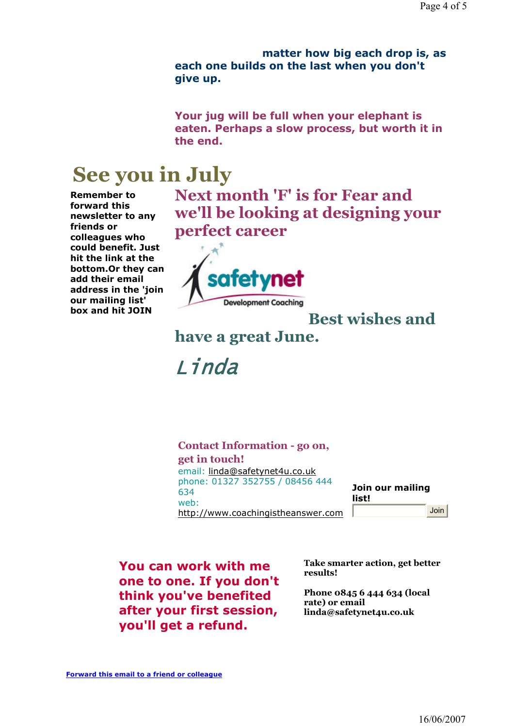**matter how big each drop is, as each one builds on the last when you don't give up.**

**Your jug will be full when your elephant is eaten. Perhaps a slow process, but worth it in the end.**

# See you in July

**Remember to forward this newsletter to any friends or colleagues who could benefit. Just hit the link at the bottom.Or they can add their email address in the 'join our mailing list' box and hit JOIN**

## Next month 'F' is for Fear and we'll be looking at designing your perfect career

safetynet
Development Coaching

## Best wishes and have a great June.

*Linda*

**Contact Information - go on, get in touch!**

email: linda@safetynet4u.co.uk
phone: 01327 352755 / 08456 444 634
web: http://www.coachingistheanswer.com

**Join our mailing list!**

Join

**You can work with me one to one. If you don't think you've benefited after your first session, you'll get a refund.**

**Take smarter action, get better results!**

**Phone 0845 6 444 634 (local rate) or email linda@safetynet4u.co.uk**

**Forward this email to a friend or colleague**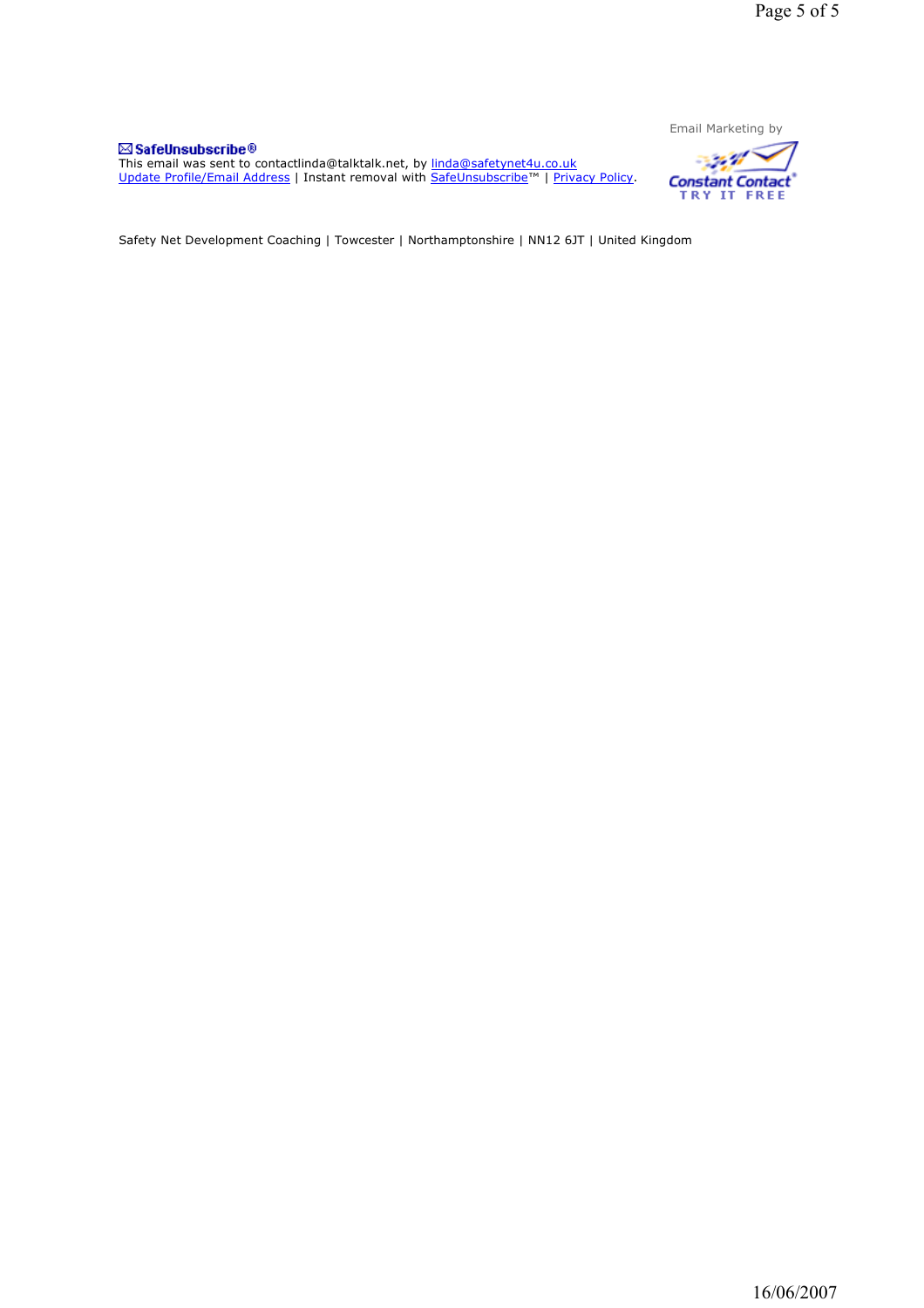**SafeUnsubscribe®**
This email was sent to contactlinda@talktalk.net, by linda@safetynet4u.co.uk
Update Profile/Email Address | Instant removal with SafeUnsubscribe™ | Privacy Policy.

Email Marketing by

Constant Contact
TRY IT FREE

Safety Net Development Coaching | Towcester | Northamptonshire | NN12 6JT | United Kingdom